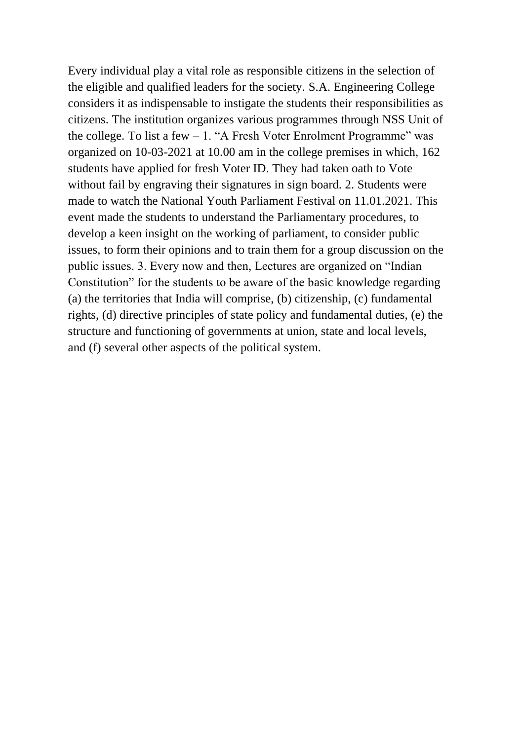Every individual play a vital role as responsible citizens in the selection of the eligible and qualified leaders for the society. S.A. Engineering College considers it as indispensable to instigate the students their responsibilities as citizens. The institution organizes various programmes through NSS Unit of the college. To list a few – 1. "A Fresh Voter Enrolment Programme" was organized on 10-03-2021 at 10.00 am in the college premises in which, 162 students have applied for fresh Voter ID. They had taken oath to Vote without fail by engraving their signatures in sign board. 2. Students were made to watch the National Youth Parliament Festival on 11.01.2021. This event made the students to understand the Parliamentary procedures, to develop a keen insight on the working of parliament, to consider public issues, to form their opinions and to train them for a group discussion on the public issues. 3. Every now and then, Lectures are organized on "Indian Constitution" for the students to be aware of the basic knowledge regarding (a) the territories that India will comprise, (b) citizenship, (c) fundamental rights, (d) directive principles of state policy and fundamental duties, (e) the structure and functioning of governments at union, state and local levels, and (f) several other aspects of the political system.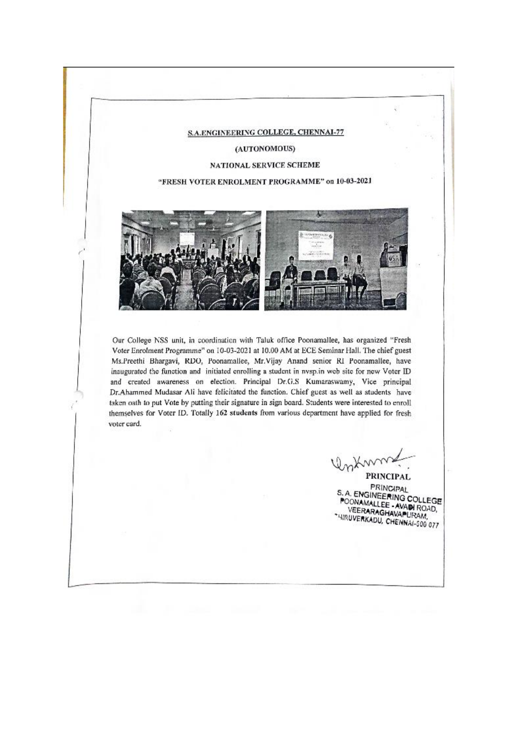**S.A.ENGINEERING COLLEGE, CHENNAI-77**

**(AUTONOMOUS)**

**NATIONAL SERVICE SCHEME**

**"FRESH VOTER ENROLMENT PROGRAMME" on 10-03-2021**

Our College NSS unit, in coordination with Taluk office Poonamallee, has organized "Fresh Voter Enrolment Programme" on 10-03-2021 at 10.00 AM at ECE Seminar Hall. The chief guest Ms.Preethi Bhargavi, RDO, Poonamallee, Mr.Vijay Anand senior RI Poonamallee, have inaugurated the function and initiated enrolling a student in nvsp.in web site for new Voter ID and created awareness on election. Principal Dr.G.S Kumaraswamy, Vice principal Dr.Ahammed Mudasar Ali have felicitated the function. Chief guest as well as students have taken oath to put Vote by putting their signature in sign board. Students were interested to enroll themselves for Voter ID. Totally **162 students** from various department have applied for fresh voter card.

**PRINCIPAL**

PRINCIPAL
S. A. ENGINEERING COLLEGE
POONAMALLEE - AVADI ROAD,
VEERARAGHAVAPURAM,
THIRUVERKADU, CHENNAI-600 077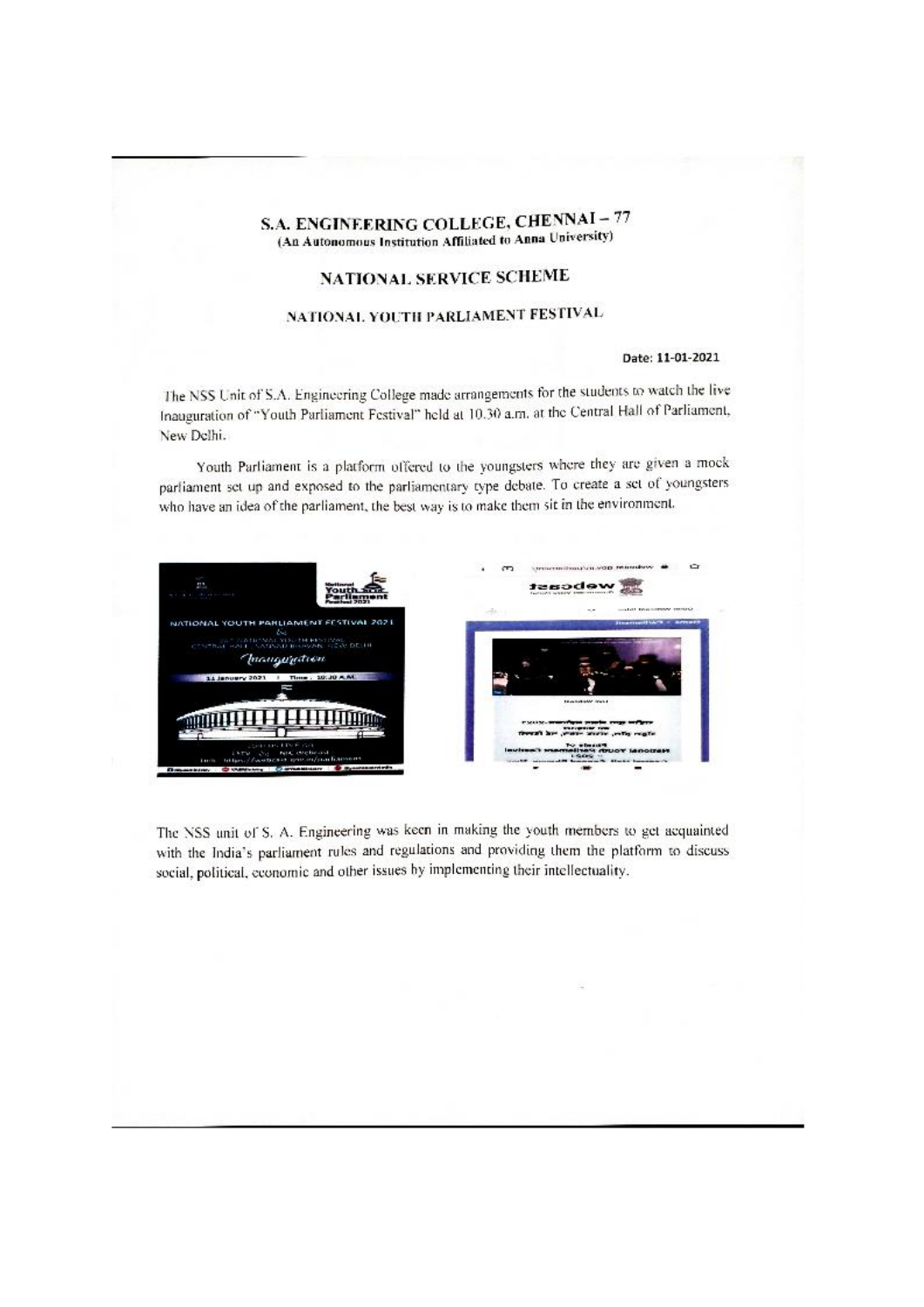# S.A. ENGINEERING COLLEGE, CHENNAI – 77

(An Autonomous Institution Affiliated to Anna University)

## NATIONAL SERVICE SCHEME

### NATIONAL YOUTH PARLIAMENT FESTIVAL

Date: 11-01-2021

The NSS Unit of S.A. Engineering College made arrangements for the students to watch the live Inauguration of "Youth Parliament Festival" held at 10.30 a.m. at the Central Hall of Parliament, New Delhi.

Youth Parliament is a platform offered to the youngsters where they are given a mock parliament set up and exposed to the parliamentary type debate. To create a set of youngsters who have an idea of the parliament, the best way is to make them sit in the environment.

The NSS unit of S. A. Engineering was keen in making the youth members to get acquainted with the India's parliament rules and regulations and providing them the platform to discuss social, political, economic and other issues by implementing their intellectuality.